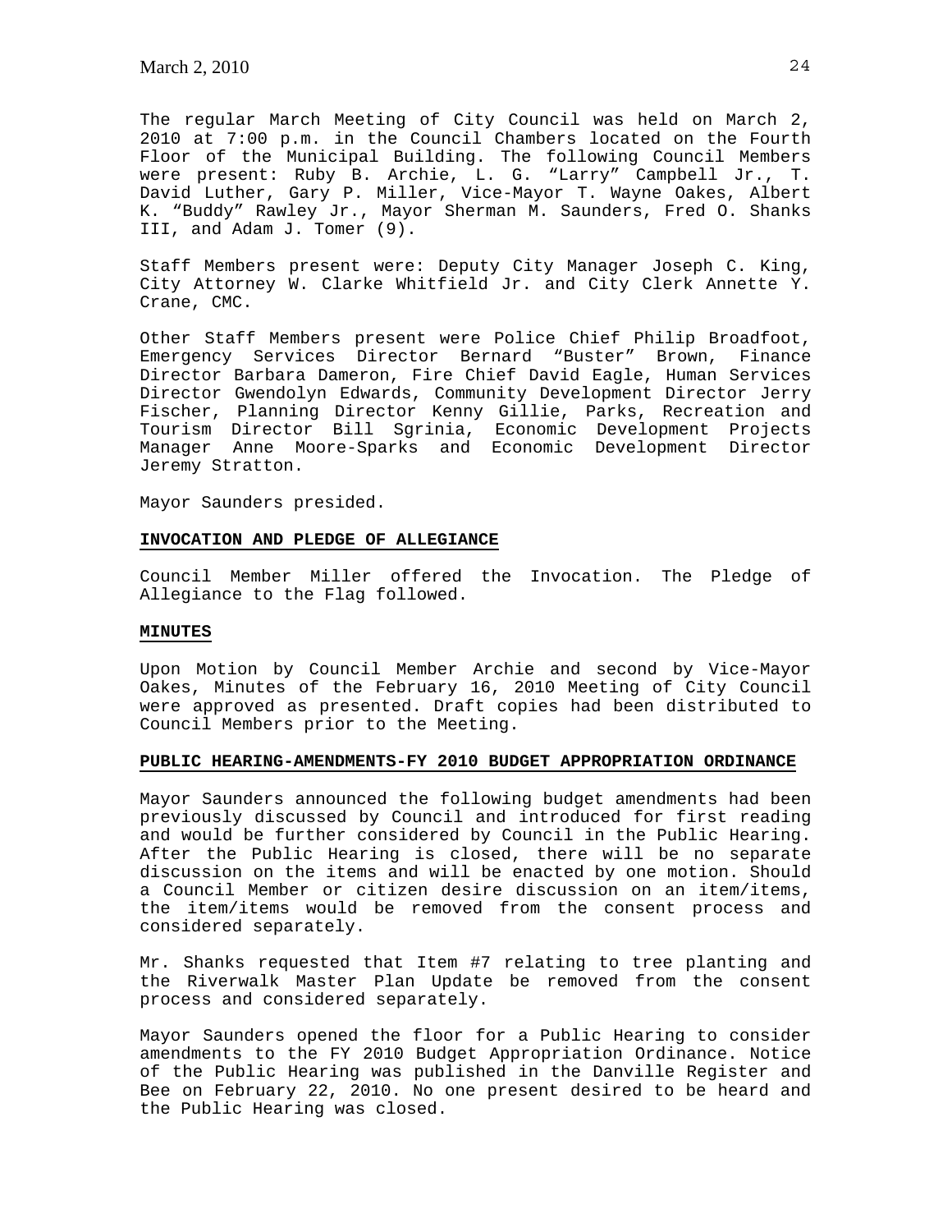The regular March Meeting of City Council was held on March 2, 2010 at 7:00 p.m. in the Council Chambers located on the Fourth Floor of the Municipal Building. The following Council Members were present: Ruby B. Archie, L. G. "Larry" Campbell Jr., T. David Luther, Gary P. Miller, Vice-Mayor T. Wayne Oakes, Albert K. "Buddy" Rawley Jr., Mayor Sherman M. Saunders, Fred O. Shanks III, and Adam J. Tomer (9).

Staff Members present were: Deputy City Manager Joseph C. King, City Attorney W. Clarke Whitfield Jr. and City Clerk Annette Y. Crane, CMC.

Other Staff Members present were Police Chief Philip Broadfoot, Emergency Services Director Bernard "Buster" Brown, Finance Director Barbara Dameron, Fire Chief David Eagle, Human Services Director Gwendolyn Edwards, Community Development Director Jerry Fischer, Planning Director Kenny Gillie, Parks, Recreation and Tourism Director Bill Sgrinia, Economic Development Projects Manager Anne Moore-Sparks and Economic Development Director Jeremy Stratton.

Mayor Saunders presided.

**INVOCATION AND PLEDGE OF ALLEGIANCE**

Council Member Miller offered the Invocation. The Pledge of Allegiance to the Flag followed.

**MINUTES**

Upon Motion by Council Member Archie and second by Vice-Mayor Oakes, Minutes of the February 16, 2010 Meeting of City Council were approved as presented. Draft copies had been distributed to Council Members prior to the Meeting.

**PUBLIC HEARING-AMENDMENTS-FY 2010 BUDGET APPROPRIATION ORDINANCE**

Mayor Saunders announced the following budget amendments had been previously discussed by Council and introduced for first reading and would be further considered by Council in the Public Hearing. After the Public Hearing is closed, there will be no separate discussion on the items and will be enacted by one motion. Should a Council Member or citizen desire discussion on an item/items, the item/items would be removed from the consent process and considered separately.

Mr. Shanks requested that Item #7 relating to tree planting and the Riverwalk Master Plan Update be removed from the consent process and considered separately.

Mayor Saunders opened the floor for a Public Hearing to consider amendments to the FY 2010 Budget Appropriation Ordinance. Notice of the Public Hearing was published in the Danville Register and Bee on February 22, 2010. No one present desired to be heard and the Public Hearing was closed.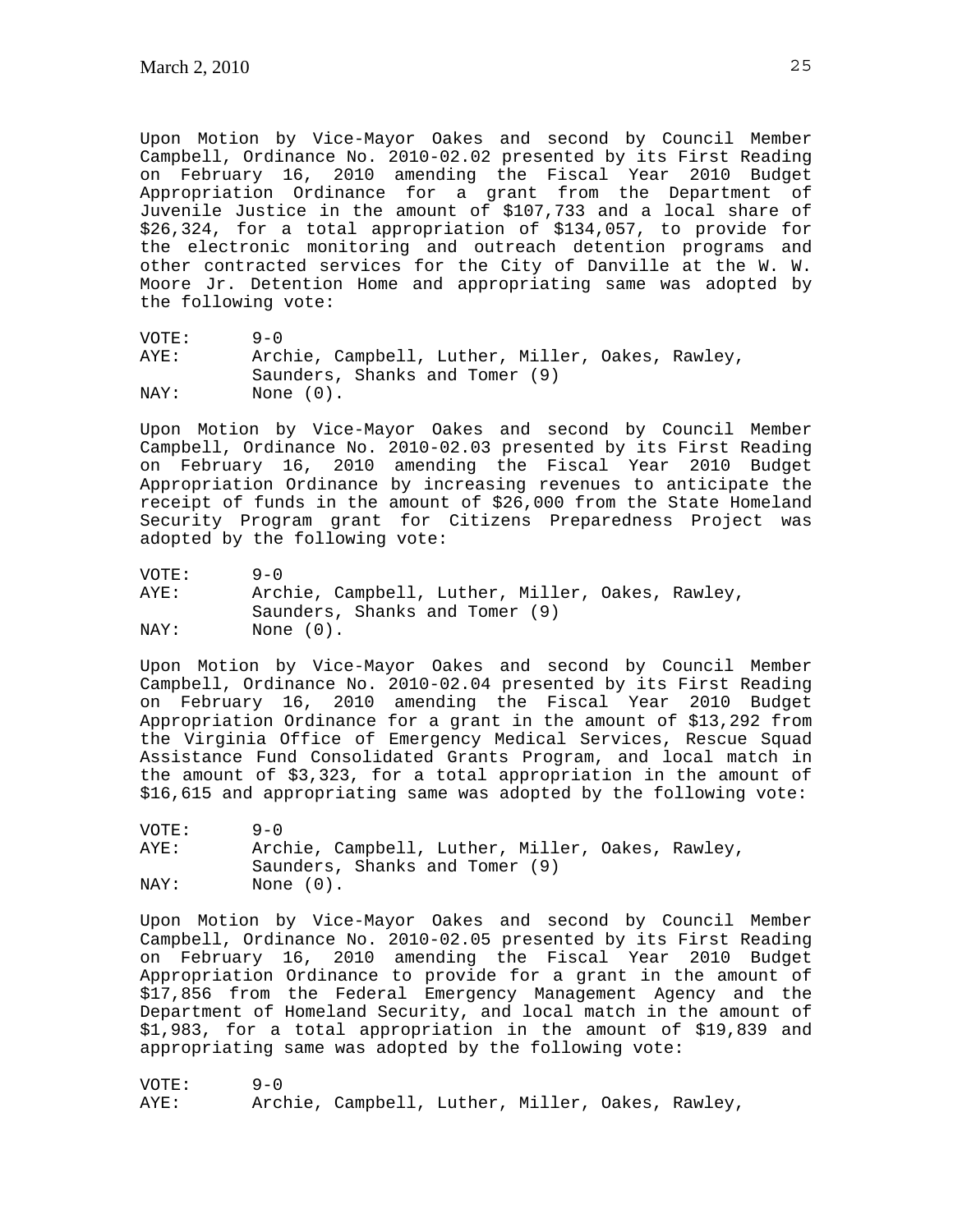Upon Motion by Vice-Mayor Oakes and second by Council Member Campbell, Ordinance No. 2010-02.02 presented by its First Reading on February 16, 2010 amending the Fiscal Year 2010 Budget Appropriation Ordinance for a grant from the Department of Juvenile Justice in the amount of $107,733 and a local share of $26,324, for a total appropriation of $134,057, to provide for the electronic monitoring and outreach detention programs and other contracted services for the City of Danville at the W. W. Moore Jr. Detention Home and appropriating same was adopted by the following vote:

VOTE: 9-0
AYE: Archie, Campbell, Luther, Miller, Oakes, Rawley, Saunders, Shanks and Tomer (9)
NAY: None (0).

Upon Motion by Vice-Mayor Oakes and second by Council Member Campbell, Ordinance No. 2010-02.03 presented by its First Reading on February 16, 2010 amending the Fiscal Year 2010 Budget Appropriation Ordinance by increasing revenues to anticipate the receipt of funds in the amount of $26,000 from the State Homeland Security Program grant for Citizens Preparedness Project was adopted by the following vote:

VOTE: 9-0
AYE: Archie, Campbell, Luther, Miller, Oakes, Rawley, Saunders, Shanks and Tomer (9)
NAY: None (0).

Upon Motion by Vice-Mayor Oakes and second by Council Member Campbell, Ordinance No. 2010-02.04 presented by its First Reading on February 16, 2010 amending the Fiscal Year 2010 Budget Appropriation Ordinance for a grant in the amount of $13,292 from the Virginia Office of Emergency Medical Services, Rescue Squad Assistance Fund Consolidated Grants Program, and local match in the amount of $3,323, for a total appropriation in the amount of $16,615 and appropriating same was adopted by the following vote:

VOTE: 9-0
AYE: Archie, Campbell, Luther, Miller, Oakes, Rawley, Saunders, Shanks and Tomer (9)
NAY: None (0).

Upon Motion by Vice-Mayor Oakes and second by Council Member Campbell, Ordinance No. 2010-02.05 presented by its First Reading on February 16, 2010 amending the Fiscal Year 2010 Budget Appropriation Ordinance to provide for a grant in the amount of $17,856 from the Federal Emergency Management Agency and the Department of Homeland Security, and local match in the amount of $1,983, for a total appropriation in the amount of $19,839 and appropriating same was adopted by the following vote:

VOTE: 9-0
AYE: Archie, Campbell, Luther, Miller, Oakes, Rawley,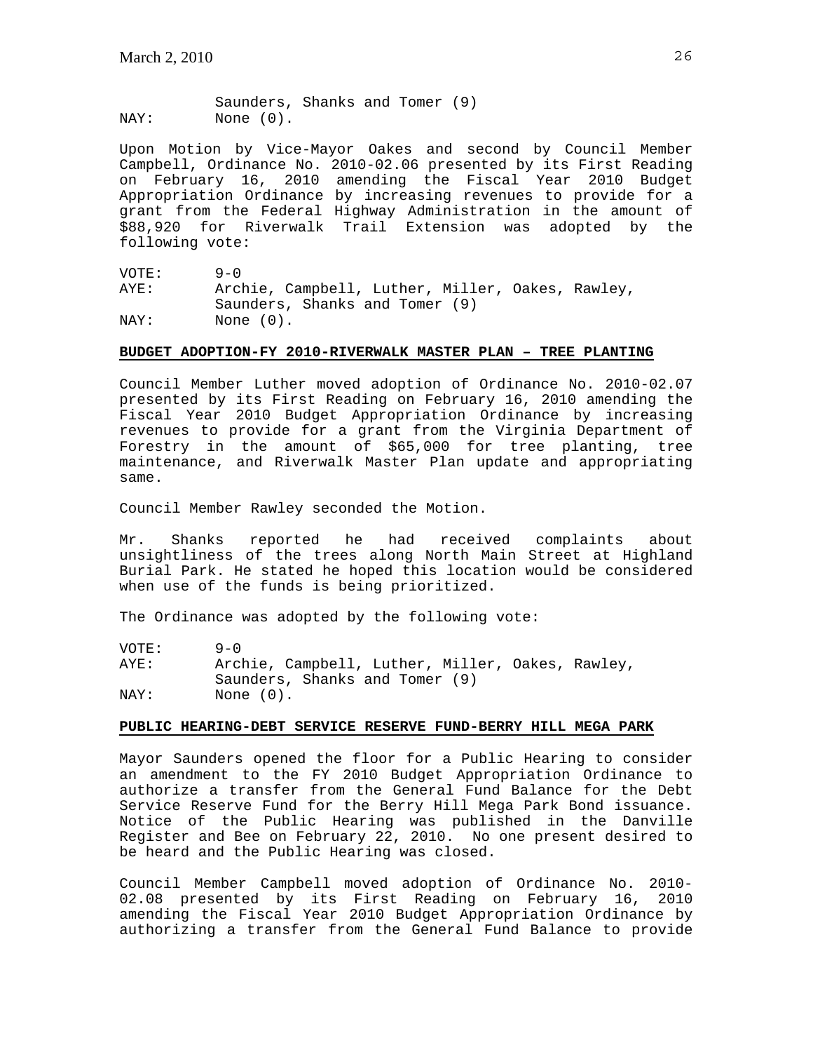Saunders, Shanks and Tomer (9)
NAY: None (0).

Upon Motion by Vice-Mayor Oakes and second by Council Member Campbell, Ordinance No. 2010-02.06 presented by its First Reading on February 16, 2010 amending the Fiscal Year 2010 Budget Appropriation Ordinance by increasing revenues to provide for a grant from the Federal Highway Administration in the amount of $88,920 for Riverwalk Trail Extension was adopted by the following vote:

VOTE: 9-0
AYE: Archie, Campbell, Luther, Miller, Oakes, Rawley, Saunders, Shanks and Tomer (9)
NAY: None (0).

**BUDGET ADOPTION-FY 2010-RIVERWALK MASTER PLAN – TREE PLANTING**

Council Member Luther moved adoption of Ordinance No. 2010-02.07 presented by its First Reading on February 16, 2010 amending the Fiscal Year 2010 Budget Appropriation Ordinance by increasing revenues to provide for a grant from the Virginia Department of Forestry in the amount of $65,000 for tree planting, tree maintenance, and Riverwalk Master Plan update and appropriating same.

Council Member Rawley seconded the Motion.

Mr. Shanks reported he had received complaints about unsightliness of the trees along North Main Street at Highland Burial Park. He stated he hoped this location would be considered when use of the funds is being prioritized.

The Ordinance was adopted by the following vote:

VOTE: 9-0
AYE: Archie, Campbell, Luther, Miller, Oakes, Rawley, Saunders, Shanks and Tomer (9)
NAY: None (0).

**PUBLIC HEARING-DEBT SERVICE RESERVE FUND-BERRY HILL MEGA PARK**

Mayor Saunders opened the floor for a Public Hearing to consider an amendment to the FY 2010 Budget Appropriation Ordinance to authorize a transfer from the General Fund Balance for the Debt Service Reserve Fund for the Berry Hill Mega Park Bond issuance. Notice of the Public Hearing was published in the Danville Register and Bee on February 22, 2010. No one present desired to be heard and the Public Hearing was closed.

Council Member Campbell moved adoption of Ordinance No. 2010-02.08 presented by its First Reading on February 16, 2010 amending the Fiscal Year 2010 Budget Appropriation Ordinance by authorizing a transfer from the General Fund Balance to provide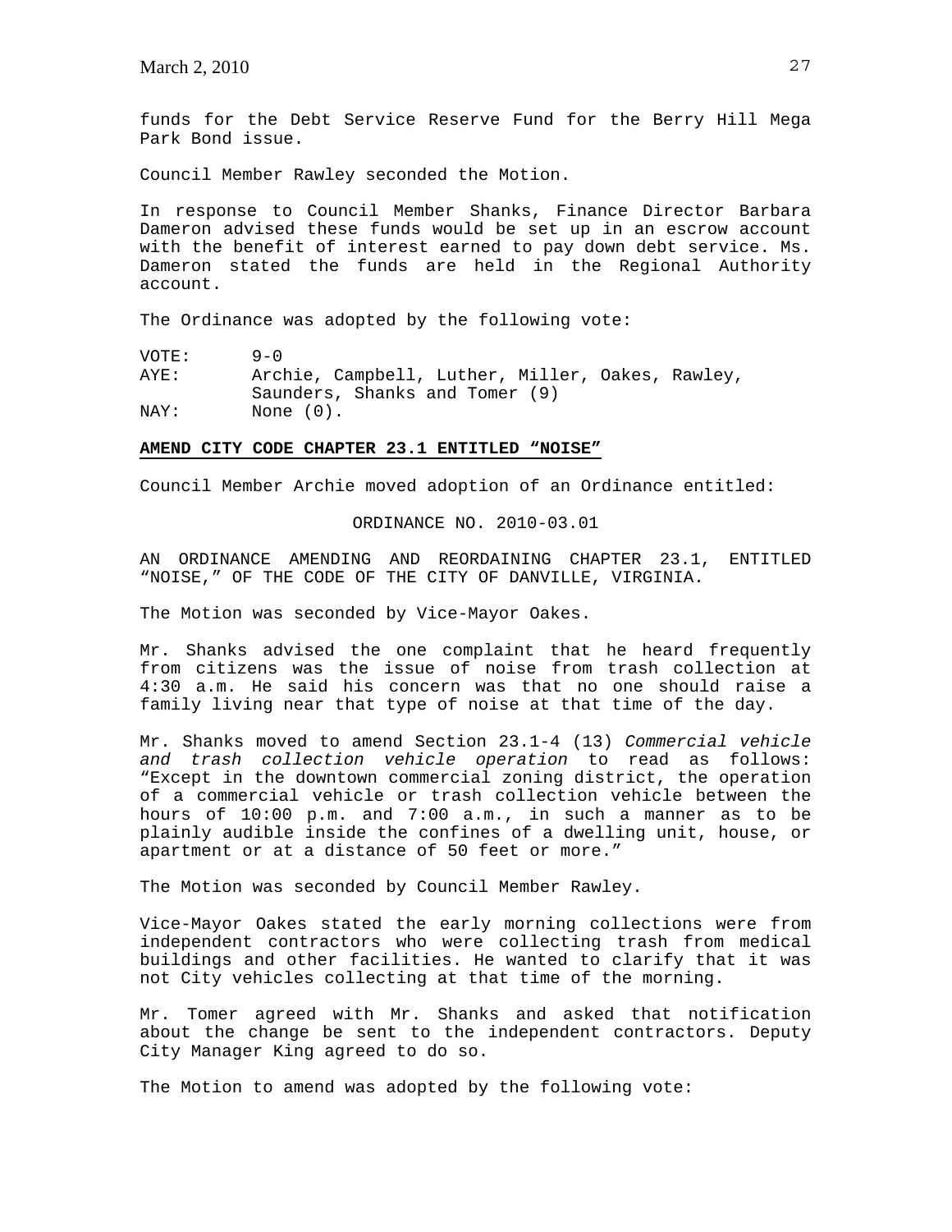funds for the Debt Service Reserve Fund for the Berry Hill Mega Park Bond issue.

Council Member Rawley seconded the Motion.

In response to Council Member Shanks, Finance Director Barbara Dameron advised these funds would be set up in an escrow account with the benefit of interest earned to pay down debt service. Ms. Dameron stated the funds are held in the Regional Authority account.

The Ordinance was adopted by the following vote:

VOTE: 9-0
AYE: Archie, Campbell, Luther, Miller, Oakes, Rawley, Saunders, Shanks and Tomer (9)
NAY: None (0).

**AMEND CITY CODE CHAPTER 23.1 ENTITLED "NOISE"**

Council Member Archie moved adoption of an Ordinance entitled:

ORDINANCE NO. 2010-03.01

AN ORDINANCE AMENDING AND REORDAINING CHAPTER 23.1, ENTITLED "NOISE," OF THE CODE OF THE CITY OF DANVILLE, VIRGINIA.

The Motion was seconded by Vice-Mayor Oakes.

Mr. Shanks advised the one complaint that he heard frequently from citizens was the issue of noise from trash collection at 4:30 a.m. He said his concern was that no one should raise a family living near that type of noise at that time of the day.

Mr. Shanks moved to amend Section 23.1-4 (13) *Commercial vehicle and trash collection vehicle operation* to read as follows: "Except in the downtown commercial zoning district, the operation of a commercial vehicle or trash collection vehicle between the hours of 10:00 p.m. and 7:00 a.m., in such a manner as to be plainly audible inside the confines of a dwelling unit, house, or apartment or at a distance of 50 feet or more."

The Motion was seconded by Council Member Rawley.

Vice-Mayor Oakes stated the early morning collections were from independent contractors who were collecting trash from medical buildings and other facilities. He wanted to clarify that it was not City vehicles collecting at that time of the morning.

Mr. Tomer agreed with Mr. Shanks and asked that notification about the change be sent to the independent contractors. Deputy City Manager King agreed to do so.

The Motion to amend was adopted by the following vote: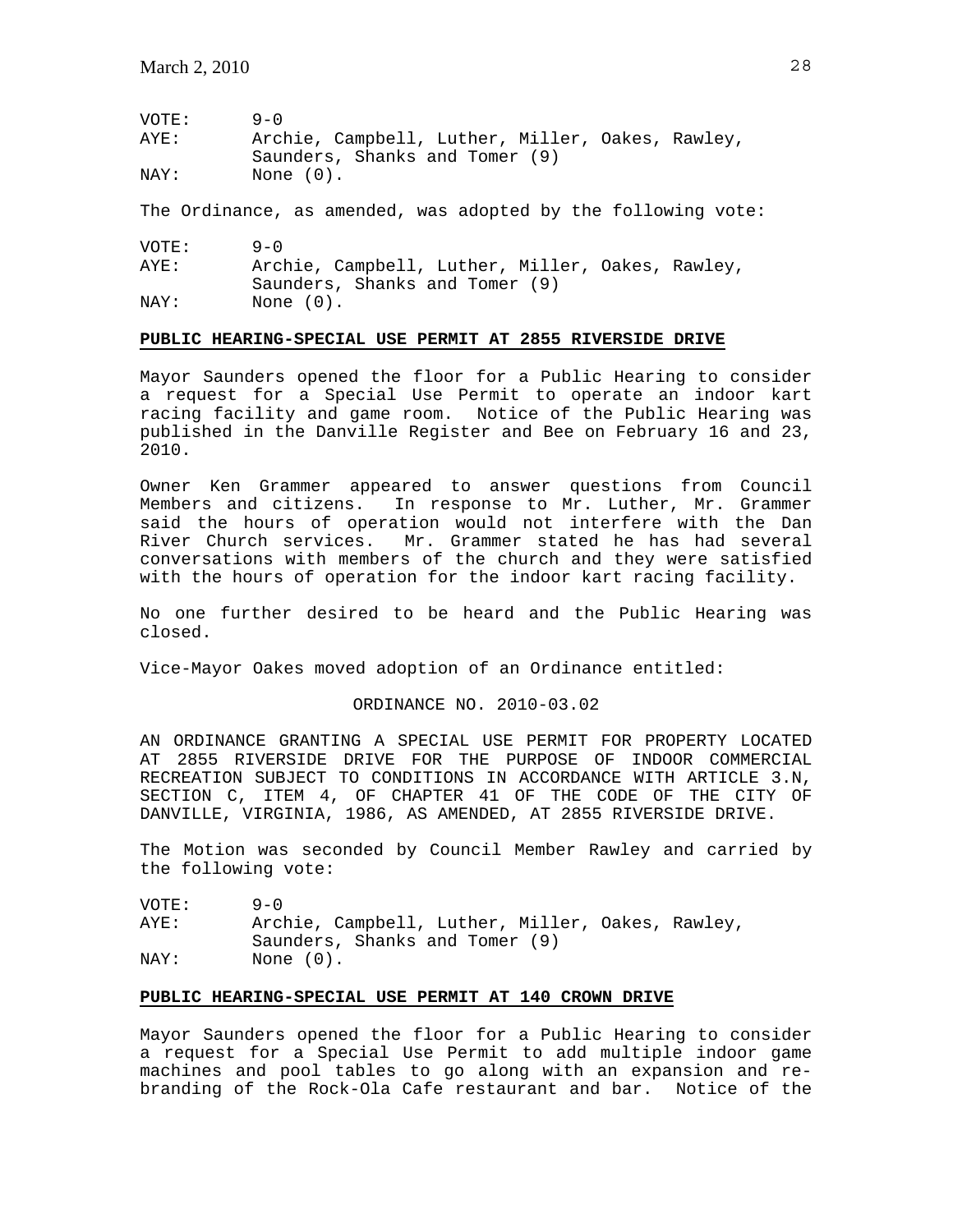VOTE: 9-0
AYE: Archie, Campbell, Luther, Miller, Oakes, Rawley, Saunders, Shanks and Tomer (9)
NAY: None (0).

The Ordinance, as amended, was adopted by the following vote:

VOTE: 9-0
AYE: Archie, Campbell, Luther, Miller, Oakes, Rawley, Saunders, Shanks and Tomer (9)
NAY: None (0).

**PUBLIC HEARING-SPECIAL USE PERMIT AT 2855 RIVERSIDE DRIVE**

Mayor Saunders opened the floor for a Public Hearing to consider a request for a Special Use Permit to operate an indoor kart racing facility and game room. Notice of the Public Hearing was published in the Danville Register and Bee on February 16 and 23, 2010.

Owner Ken Grammer appeared to answer questions from Council Members and citizens. In response to Mr. Luther, Mr. Grammer said the hours of operation would not interfere with the Dan River Church services. Mr. Grammer stated he has had several conversations with members of the church and they were satisfied with the hours of operation for the indoor kart racing facility.

No one further desired to be heard and the Public Hearing was closed.

Vice-Mayor Oakes moved adoption of an Ordinance entitled:

ORDINANCE NO. 2010-03.02

AN ORDINANCE GRANTING A SPECIAL USE PERMIT FOR PROPERTY LOCATED AT 2855 RIVERSIDE DRIVE FOR THE PURPOSE OF INDOOR COMMERCIAL RECREATION SUBJECT TO CONDITIONS IN ACCORDANCE WITH ARTICLE 3.N, SECTION C, ITEM 4, OF CHAPTER 41 OF THE CODE OF THE CITY OF DANVILLE, VIRGINIA, 1986, AS AMENDED, AT 2855 RIVERSIDE DRIVE.

The Motion was seconded by Council Member Rawley and carried by the following vote:

VOTE: 9-0
AYE: Archie, Campbell, Luther, Miller, Oakes, Rawley, Saunders, Shanks and Tomer (9)
NAY: None (0).

**PUBLIC HEARING-SPECIAL USE PERMIT AT 140 CROWN DRIVE**

Mayor Saunders opened the floor for a Public Hearing to consider a request for a Special Use Permit to add multiple indoor game machines and pool tables to go along with an expansion and re-branding of the Rock-Ola Cafe restaurant and bar. Notice of the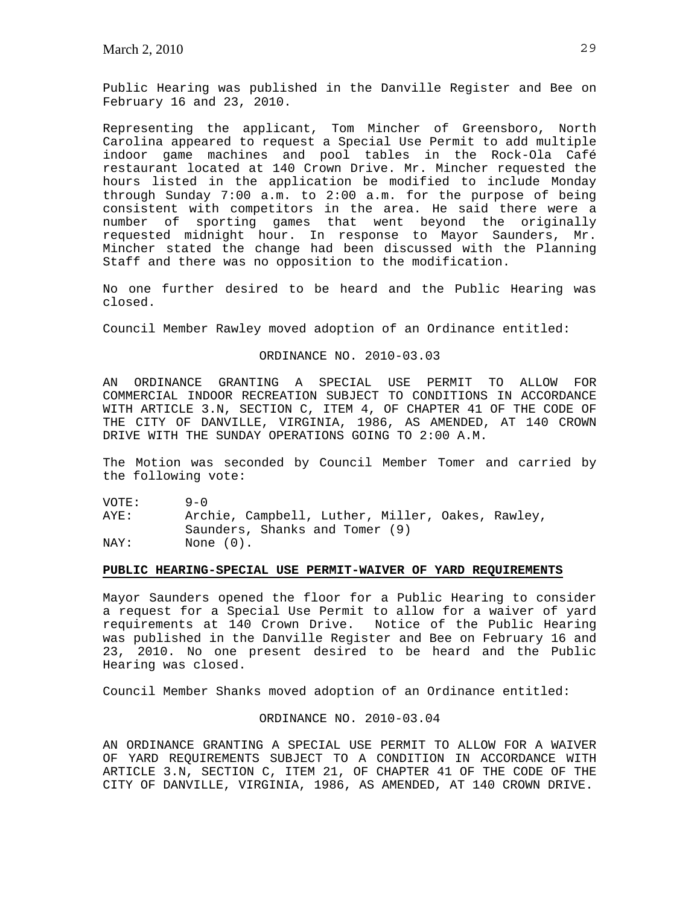Public Hearing was published in the Danville Register and Bee on February 16 and 23, 2010.

Representing the applicant, Tom Mincher of Greensboro, North Carolina appeared to request a Special Use Permit to add multiple indoor game machines and pool tables in the Rock-Ola Café restaurant located at 140 Crown Drive. Mr. Mincher requested the hours listed in the application be modified to include Monday through Sunday 7:00 a.m. to 2:00 a.m. for the purpose of being consistent with competitors in the area. He said there were a number of sporting games that went beyond the originally requested midnight hour. In response to Mayor Saunders, Mr. Mincher stated the change had been discussed with the Planning Staff and there was no opposition to the modification.

No one further desired to be heard and the Public Hearing was closed.

Council Member Rawley moved adoption of an Ordinance entitled:

ORDINANCE NO. 2010-03.03

AN ORDINANCE GRANTING A SPECIAL USE PERMIT TO ALLOW FOR COMMERCIAL INDOOR RECREATION SUBJECT TO CONDITIONS IN ACCORDANCE WITH ARTICLE 3.N, SECTION C, ITEM 4, OF CHAPTER 41 OF THE CODE OF THE CITY OF DANVILLE, VIRGINIA, 1986, AS AMENDED, AT 140 CROWN DRIVE WITH THE SUNDAY OPERATIONS GOING TO 2:00 A.M.

The Motion was seconded by Council Member Tomer and carried by the following vote:

VOTE: 9-0
AYE: Archie, Campbell, Luther, Miller, Oakes, Rawley, Saunders, Shanks and Tomer (9)
NAY: None (0).

**PUBLIC HEARING-SPECIAL USE PERMIT-WAIVER OF YARD REQUIREMENTS**

Mayor Saunders opened the floor for a Public Hearing to consider a request for a Special Use Permit to allow for a waiver of yard requirements at 140 Crown Drive. Notice of the Public Hearing was published in the Danville Register and Bee on February 16 and 23, 2010. No one present desired to be heard and the Public Hearing was closed.

Council Member Shanks moved adoption of an Ordinance entitled:

ORDINANCE NO. 2010-03.04

AN ORDINANCE GRANTING A SPECIAL USE PERMIT TO ALLOW FOR A WAIVER OF YARD REQUIREMENTS SUBJECT TO A CONDITION IN ACCORDANCE WITH ARTICLE 3.N, SECTION C, ITEM 21, OF CHAPTER 41 OF THE CODE OF THE CITY OF DANVILLE, VIRGINIA, 1986, AS AMENDED, AT 140 CROWN DRIVE.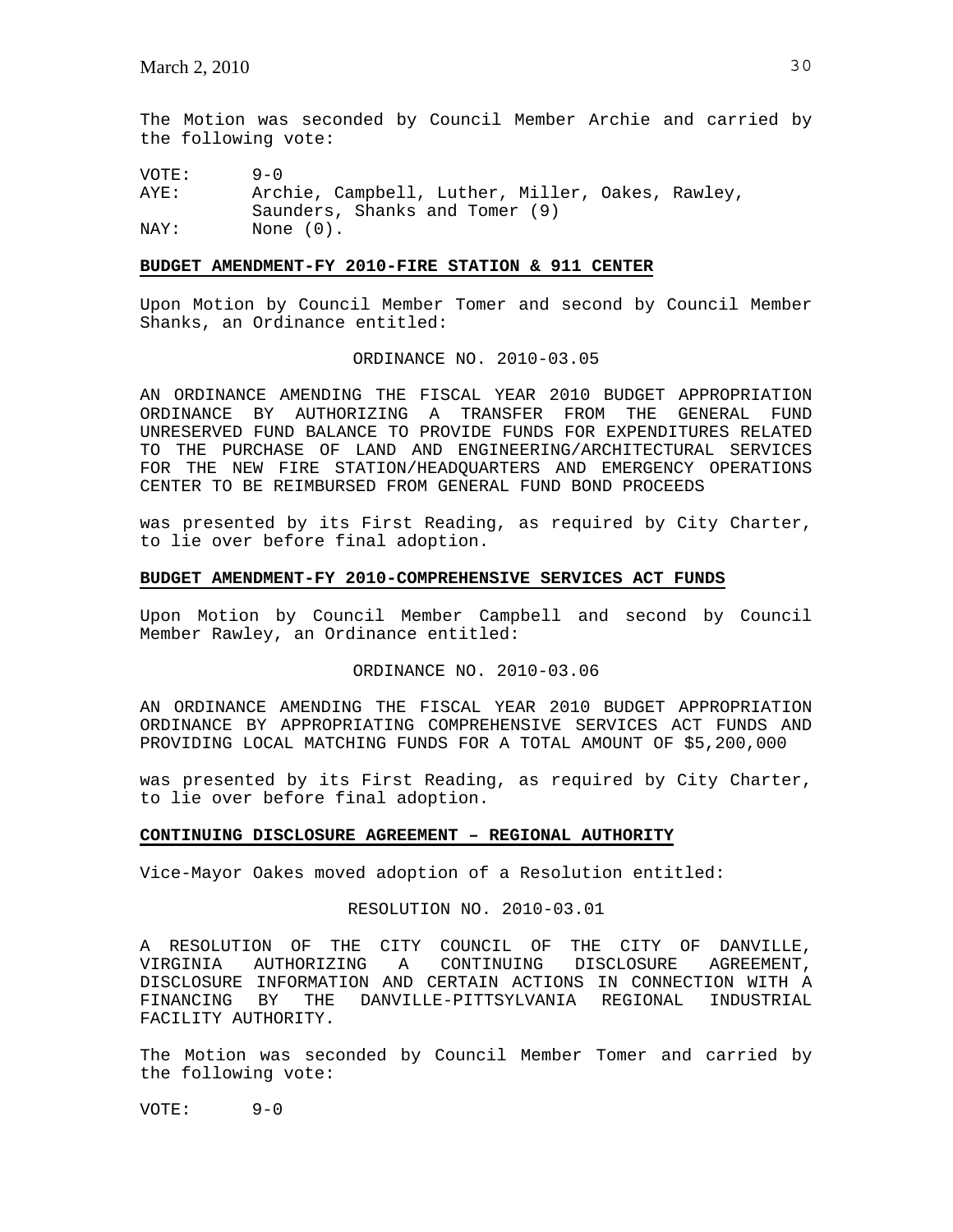The Motion was seconded by Council Member Archie and carried by the following vote:

VOTE: 9-0
AYE: Archie, Campbell, Luther, Miller, Oakes, Rawley, Saunders, Shanks and Tomer (9)
NAY: None (0).

**BUDGET AMENDMENT-FY 2010-FIRE STATION & 911 CENTER**

Upon Motion by Council Member Tomer and second by Council Member Shanks, an Ordinance entitled:

ORDINANCE NO. 2010-03.05

AN ORDINANCE AMENDING THE FISCAL YEAR 2010 BUDGET APPROPRIATION ORDINANCE BY AUTHORIZING A TRANSFER FROM THE GENERAL FUND UNRESERVED FUND BALANCE TO PROVIDE FUNDS FOR EXPENDITURES RELATED TO THE PURCHASE OF LAND AND ENGINEERING/ARCHITECTURAL SERVICES FOR THE NEW FIRE STATION/HEADQUARTERS AND EMERGENCY OPERATIONS CENTER TO BE REIMBURSED FROM GENERAL FUND BOND PROCEEDS

was presented by its First Reading, as required by City Charter, to lie over before final adoption.

**BUDGET AMENDMENT-FY 2010-COMPREHENSIVE SERVICES ACT FUNDS**

Upon Motion by Council Member Campbell and second by Council Member Rawley, an Ordinance entitled:

ORDINANCE NO. 2010-03.06

AN ORDINANCE AMENDING THE FISCAL YEAR 2010 BUDGET APPROPRIATION ORDINANCE BY APPROPRIATING COMPREHENSIVE SERVICES ACT FUNDS AND PROVIDING LOCAL MATCHING FUNDS FOR A TOTAL AMOUNT OF $5,200,000

was presented by its First Reading, as required by City Charter, to lie over before final adoption.

**CONTINUING DISCLOSURE AGREEMENT – REGIONAL AUTHORITY**

Vice-Mayor Oakes moved adoption of a Resolution entitled:

RESOLUTION NO. 2010-03.01

A RESOLUTION OF THE CITY COUNCIL OF THE CITY OF DANVILLE, VIRGINIA AUTHORIZING A CONTINUING DISCLOSURE AGREEMENT, DISCLOSURE INFORMATION AND CERTAIN ACTIONS IN CONNECTION WITH A FINANCING BY THE DANVILLE-PITTSYLVANIA REGIONAL INDUSTRIAL FACILITY AUTHORITY.

The Motion was seconded by Council Member Tomer and carried by the following vote:

VOTE: 9-0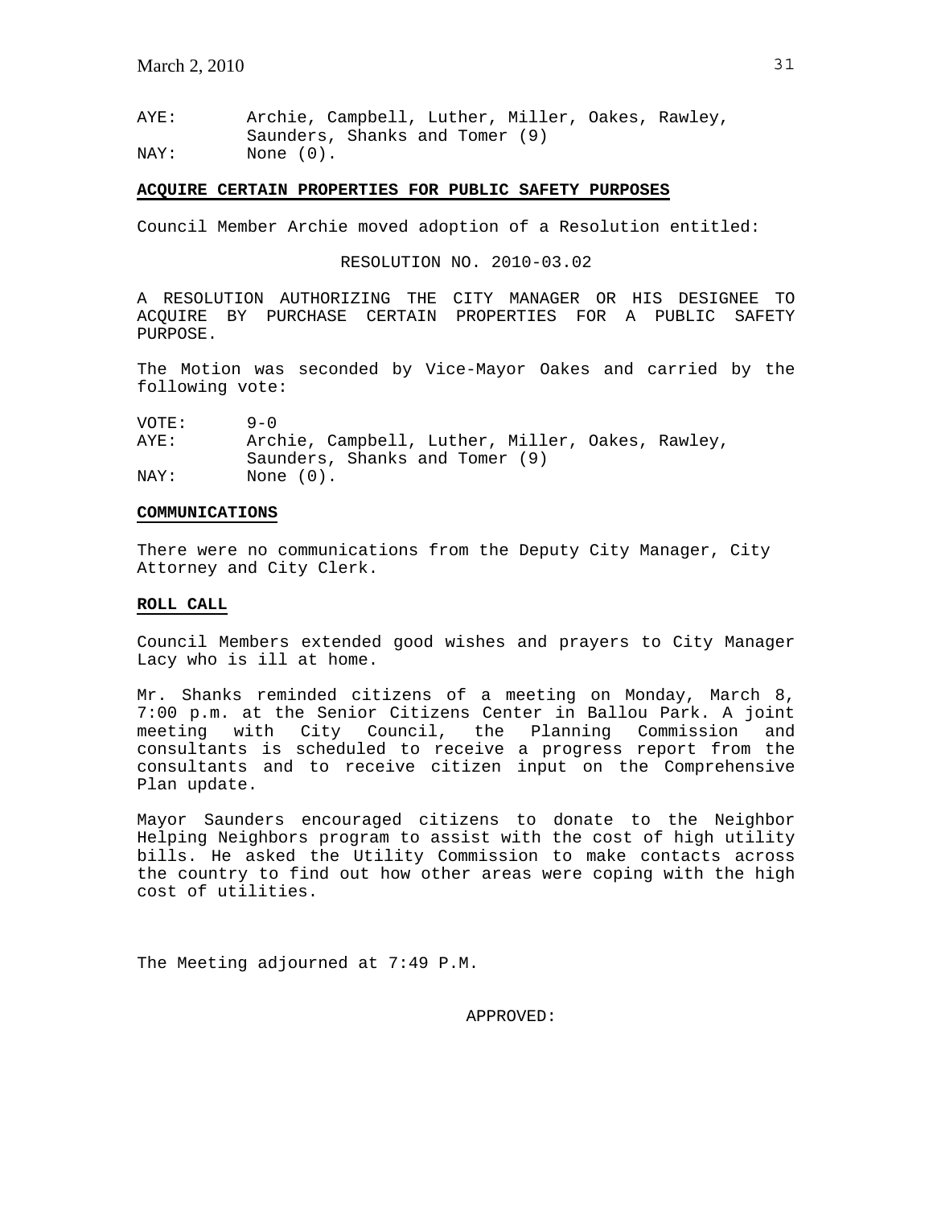AYE: Archie, Campbell, Luther, Miller, Oakes, Rawley, Saunders, Shanks and Tomer (9)
NAY: None (0).

**ACQUIRE CERTAIN PROPERTIES FOR PUBLIC SAFETY PURPOSES**

Council Member Archie moved adoption of a Resolution entitled:

RESOLUTION NO. 2010-03.02

A RESOLUTION AUTHORIZING THE CITY MANAGER OR HIS DESIGNEE TO ACQUIRE BY PURCHASE CERTAIN PROPERTIES FOR A PUBLIC SAFETY PURPOSE.

The Motion was seconded by Vice-Mayor Oakes and carried by the following vote:

VOTE: 9-0
AYE: Archie, Campbell, Luther, Miller, Oakes, Rawley, Saunders, Shanks and Tomer (9)
NAY: None (0).

**COMMUNICATIONS**

There were no communications from the Deputy City Manager, City Attorney and City Clerk.

**ROLL CALL**

Council Members extended good wishes and prayers to City Manager Lacy who is ill at home.

Mr. Shanks reminded citizens of a meeting on Monday, March 8, 7:00 p.m. at the Senior Citizens Center in Ballou Park. A joint meeting with City Council, the Planning Commission and consultants is scheduled to receive a progress report from the consultants and to receive citizen input on the Comprehensive Plan update.

Mayor Saunders encouraged citizens to donate to the Neighbor Helping Neighbors program to assist with the cost of high utility bills. He asked the Utility Commission to make contacts across the country to find out how other areas were coping with the high cost of utilities.

The Meeting adjourned at 7:49 P.M.

APPROVED: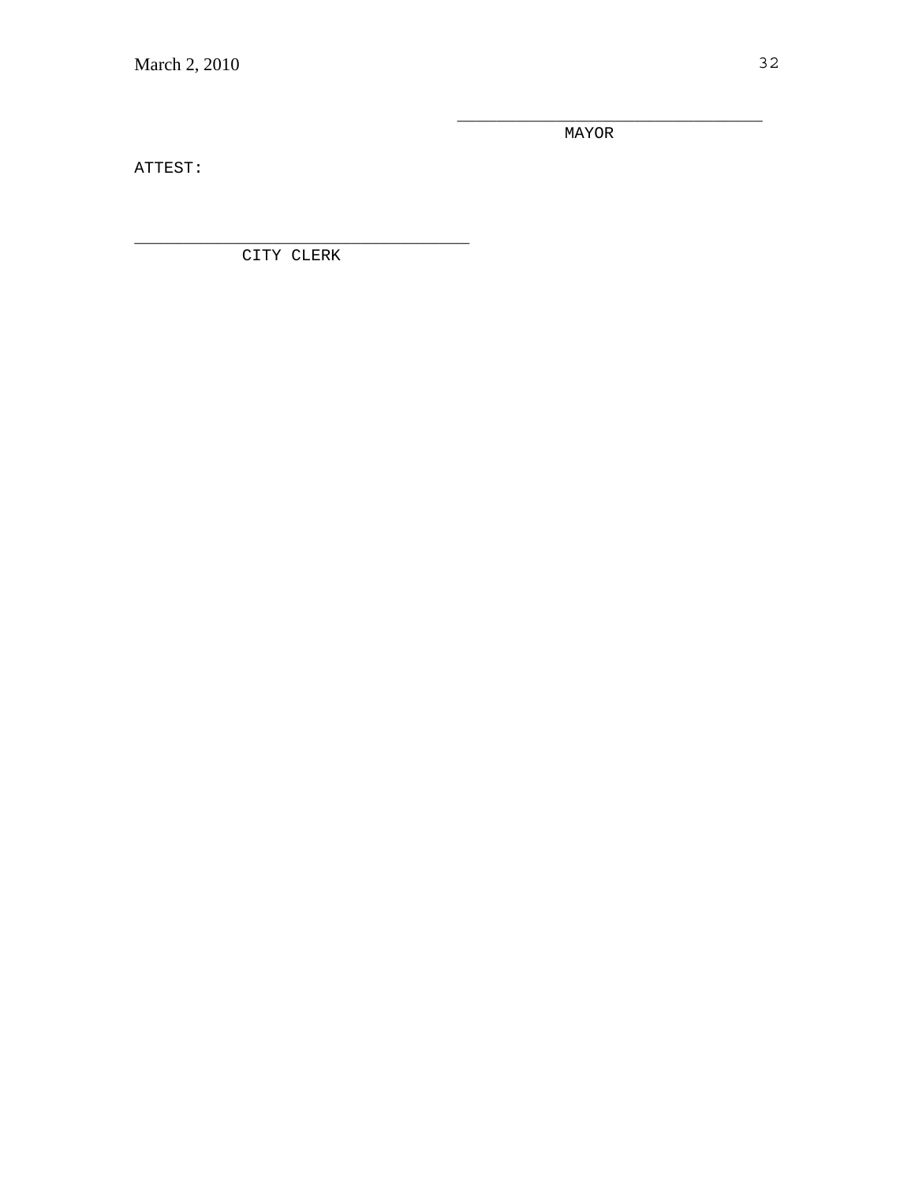\_\_\_\_\_\_\_\_\_\_\_\_\_\_\_\_\_\_\_\_\_\_\_\_\_\_\_\_\_\_\_\_\_\_

MAYOR

ATTEST:

\_\_\_\_\_\_\_\_\_\_\_\_\_\_\_\_\_\_\_\_\_\_\_\_\_\_\_\_\_\_\_\_\_\_\_\_\_

CITY CLERK